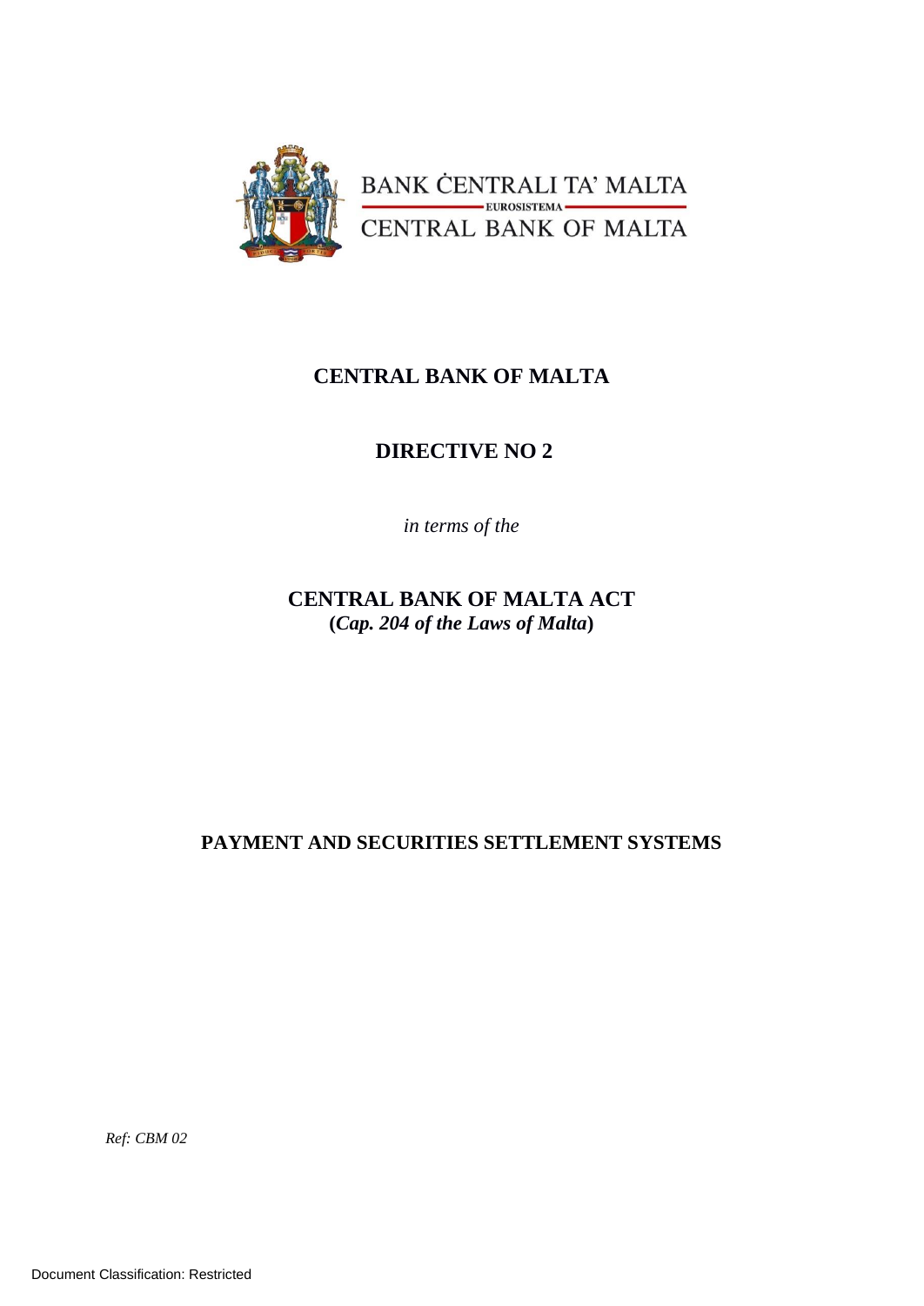BANK ĊENTRALI TA' MALTA
EUROSISTEMA
CENTRAL BANK OF MALTA

# CENTRAL BANK OF MALTA

## DIRECTIVE NO 2

*in terms of the*

## CENTRAL BANK OF MALTA ACT
**(*Cap. 204 of the Laws of Malta*)**

## PAYMENT AND SECURITIES SETTLEMENT SYSTEMS

*Ref: CBM 02*

Document Classification: Restricted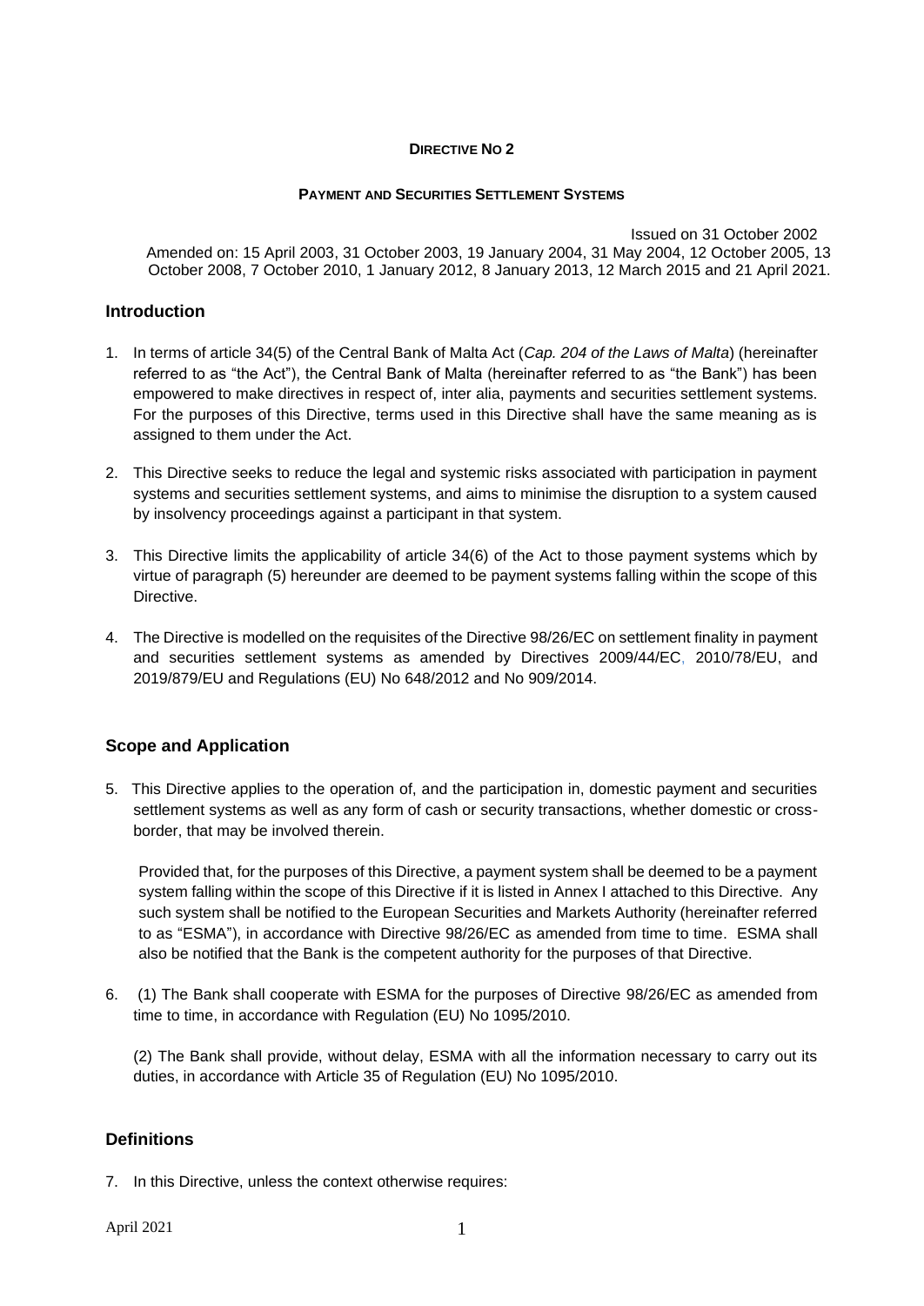**DIRECTIVE NO 2**

**PAYMENT AND SECURITIES SETTLEMENT SYSTEMS**

Issued on 31 October 2002
Amended on: 15 April 2003, 31 October 2003, 19 January 2004, 31 May 2004, 12 October 2005, 13 October 2008, 7 October 2010, 1 January 2012, 8 January 2013, 12 March 2015 and 21 April 2021.

## Introduction

1. In terms of article 34(5) of the Central Bank of Malta Act (*Cap. 204 of the Laws of Malta*) (hereinafter referred to as "the Act"), the Central Bank of Malta (hereinafter referred to as "the Bank") has been empowered to make directives in respect of, inter alia, payments and securities settlement systems. For the purposes of this Directive, terms used in this Directive shall have the same meaning as is assigned to them under the Act.

2. This Directive seeks to reduce the legal and systemic risks associated with participation in payment systems and securities settlement systems, and aims to minimise the disruption to a system caused by insolvency proceedings against a participant in that system.

3. This Directive limits the applicability of article 34(6) of the Act to those payment systems which by virtue of paragraph (5) hereunder are deemed to be payment systems falling within the scope of this Directive.

4. The Directive is modelled on the requisites of the Directive 98/26/EC on settlement finality in payment and securities settlement systems as amended by Directives 2009/44/EC, 2010/78/EU, and 2019/879/EU and Regulations (EU) No 648/2012 and No 909/2014.

## Scope and Application

5. This Directive applies to the operation of, and the participation in, domestic payment and securities settlement systems as well as any form of cash or security transactions, whether domestic or cross-border, that may be involved therein.

   Provided that, for the purposes of this Directive, a payment system shall be deemed to be a payment system falling within the scope of this Directive if it is listed in Annex I attached to this Directive. Any such system shall be notified to the European Securities and Markets Authority (hereinafter referred to as "ESMA"), in accordance with Directive 98/26/EC as amended from time to time. ESMA shall also be notified that the Bank is the competent authority for the purposes of that Directive.

6. (1) The Bank shall cooperate with ESMA for the purposes of Directive 98/26/EC as amended from time to time, in accordance with Regulation (EU) No 1095/2010.

   (2) The Bank shall provide, without delay, ESMA with all the information necessary to carry out its duties, in accordance with Article 35 of Regulation (EU) No 1095/2010.

## Definitions

7. In this Directive, unless the context otherwise requires: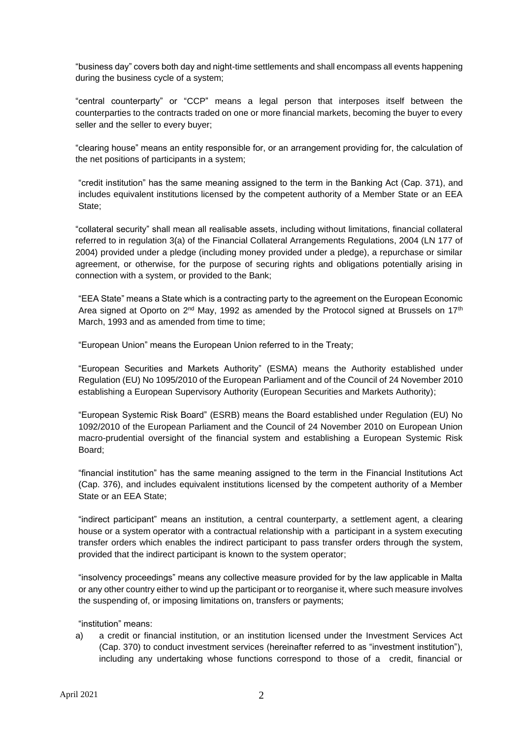"business day" covers both day and night-time settlements and shall encompass all events happening during the business cycle of a system;

"central counterparty" or "CCP" means a legal person that interposes itself between the counterparties to the contracts traded on one or more financial markets, becoming the buyer to every seller and the seller to every buyer;

"clearing house" means an entity responsible for, or an arrangement providing for, the calculation of the net positions of participants in a system;

"credit institution" has the same meaning assigned to the term in the Banking Act (Cap. 371), and includes equivalent institutions licensed by the competent authority of a Member State or an EEA State;

"collateral security" shall mean all realisable assets, including without limitations, financial collateral referred to in regulation 3(a) of the Financial Collateral Arrangements Regulations, 2004 (LN 177 of 2004) provided under a pledge (including money provided under a pledge), a repurchase or similar agreement, or otherwise, for the purpose of securing rights and obligations potentially arising in connection with a system, or provided to the Bank;

"EEA State" means a State which is a contracting party to the agreement on the European Economic Area signed at Oporto on 2nd May, 1992 as amended by the Protocol signed at Brussels on 17th March, 1993 and as amended from time to time;

"European Union" means the European Union referred to in the Treaty;

"European Securities and Markets Authority" (ESMA) means the Authority established under Regulation (EU) No 1095/2010 of the European Parliament and of the Council of 24 November 2010 establishing a European Supervisory Authority (European Securities and Markets Authority);

"European Systemic Risk Board" (ESRB) means the Board established under Regulation (EU) No 1092/2010 of the European Parliament and the Council of 24 November 2010 on European Union macro-prudential oversight of the financial system and establishing a European Systemic Risk Board;

"financial institution" has the same meaning assigned to the term in the Financial Institutions Act (Cap. 376), and includes equivalent institutions licensed by the competent authority of a Member State or an EEA State;

"indirect participant" means an institution, a central counterparty, a settlement agent, a clearing house or a system operator with a contractual relationship with a participant in a system executing transfer orders which enables the indirect participant to pass transfer orders through the system, provided that the indirect participant is known to the system operator;

"insolvency proceedings" means any collective measure provided for by the law applicable in Malta or any other country either to wind up the participant or to reorganise it, where such measure involves the suspending of, or imposing limitations on, transfers or payments;

"institution" means:

a) a credit or financial institution, or an institution licensed under the Investment Services Act (Cap. 370) to conduct investment services (hereinafter referred to as "investment institution"), including any undertaking whose functions correspond to those of a credit, financial or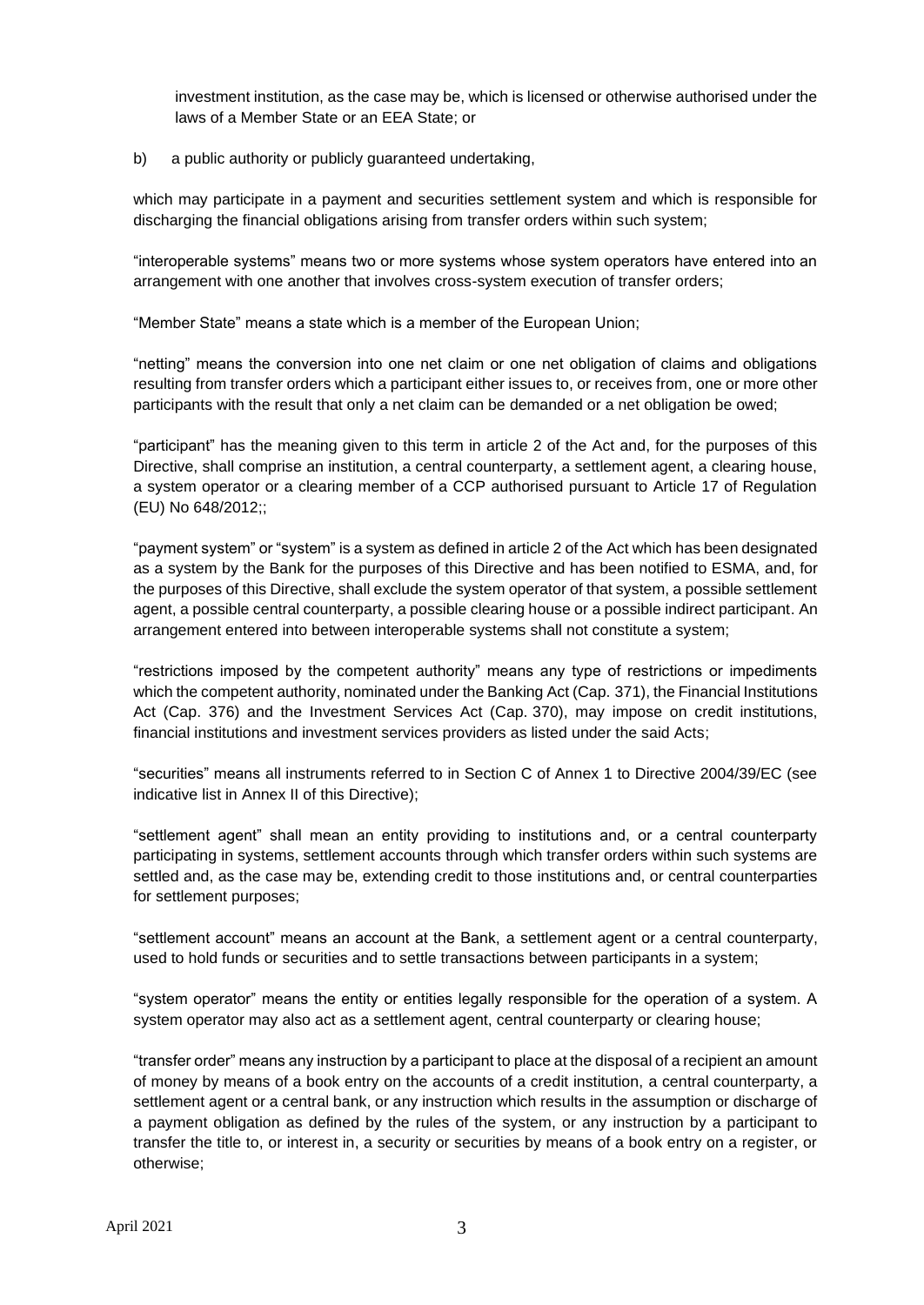investment institution, as the case may be, which is licensed or otherwise authorised under the laws of a Member State or an EEA State; or

b) a public authority or publicly guaranteed undertaking,

which may participate in a payment and securities settlement system and which is responsible for discharging the financial obligations arising from transfer orders within such system;

"interoperable systems" means two or more systems whose system operators have entered into an arrangement with one another that involves cross-system execution of transfer orders;

"Member State" means a state which is a member of the European Union;

"netting" means the conversion into one net claim or one net obligation of claims and obligations resulting from transfer orders which a participant either issues to, or receives from, one or more other participants with the result that only a net claim can be demanded or a net obligation be owed;

"participant" has the meaning given to this term in article 2 of the Act and, for the purposes of this Directive, shall comprise an institution, a central counterparty, a settlement agent, a clearing house, a system operator or a clearing member of a CCP authorised pursuant to Article 17 of Regulation (EU) No 648/2012;;

"payment system" or "system" is a system as defined in article 2 of the Act which has been designated as a system by the Bank for the purposes of this Directive and has been notified to ESMA, and, for the purposes of this Directive, shall exclude the system operator of that system, a possible settlement agent, a possible central counterparty, a possible clearing house or a possible indirect participant. An arrangement entered into between interoperable systems shall not constitute a system;

"restrictions imposed by the competent authority" means any type of restrictions or impediments which the competent authority, nominated under the Banking Act (Cap. 371), the Financial Institutions Act (Cap. 376) and the Investment Services Act (Cap. 370), may impose on credit institutions, financial institutions and investment services providers as listed under the said Acts;

"securities" means all instruments referred to in Section C of Annex 1 to Directive 2004/39/EC (see indicative list in Annex II of this Directive);

"settlement agent" shall mean an entity providing to institutions and, or a central counterparty participating in systems, settlement accounts through which transfer orders within such systems are settled and, as the case may be, extending credit to those institutions and, or central counterparties for settlement purposes;

"settlement account" means an account at the Bank, a settlement agent or a central counterparty, used to hold funds or securities and to settle transactions between participants in a system;

"system operator" means the entity or entities legally responsible for the operation of a system. A system operator may also act as a settlement agent, central counterparty or clearing house;

"transfer order" means any instruction by a participant to place at the disposal of a recipient an amount of money by means of a book entry on the accounts of a credit institution, a central counterparty, a settlement agent or a central bank, or any instruction which results in the assumption or discharge of a payment obligation as defined by the rules of the system, or any instruction by a participant to transfer the title to, or interest in, a security or securities by means of a book entry on a register, or otherwise;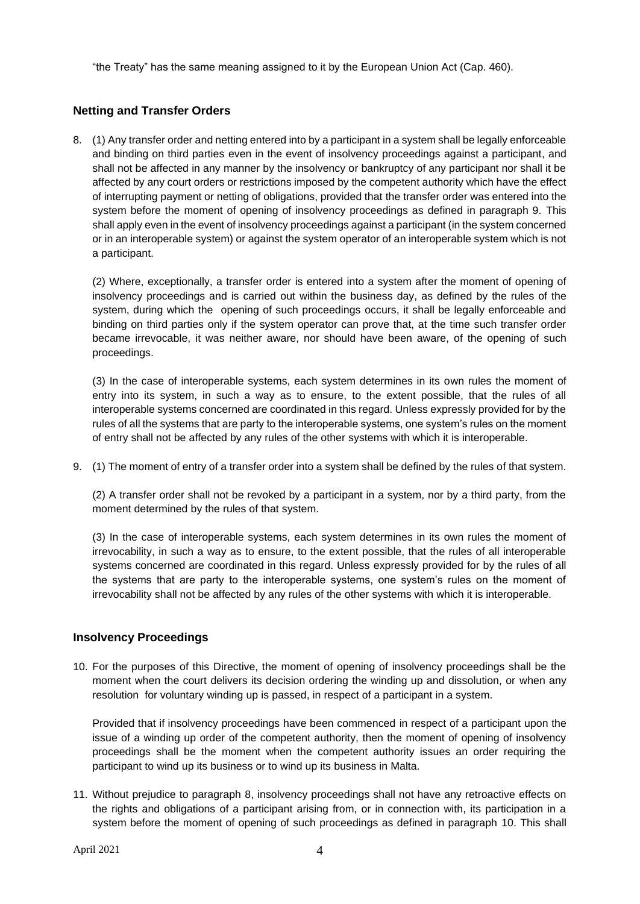"the Treaty" has the same meaning assigned to it by the European Union Act (Cap. 460).

## Netting and Transfer Orders

8. (1) Any transfer order and netting entered into by a participant in a system shall be legally enforceable and binding on third parties even in the event of insolvency proceedings against a participant, and shall not be affected in any manner by the insolvency or bankruptcy of any participant nor shall it be affected by any court orders or restrictions imposed by the competent authority which have the effect of interrupting payment or netting of obligations, provided that the transfer order was entered into the system before the moment of opening of insolvency proceedings as defined in paragraph 9. This shall apply even in the event of insolvency proceedings against a participant (in the system concerned or in an interoperable system) or against the system operator of an interoperable system which is not a participant.

   (2) Where, exceptionally, a transfer order is entered into a system after the moment of opening of insolvency proceedings and is carried out within the business day, as defined by the rules of the system, during which the opening of such proceedings occurs, it shall be legally enforceable and binding on third parties only if the system operator can prove that, at the time such transfer order became irrevocable, it was neither aware, nor should have been aware, of the opening of such proceedings.

   (3) In the case of interoperable systems, each system determines in its own rules the moment of entry into its system, in such a way as to ensure, to the extent possible, that the rules of all interoperable systems concerned are coordinated in this regard. Unless expressly provided for by the rules of all the systems that are party to the interoperable systems, one system's rules on the moment of entry shall not be affected by any rules of the other systems with which it is interoperable.

9. (1) The moment of entry of a transfer order into a system shall be defined by the rules of that system.

   (2) A transfer order shall not be revoked by a participant in a system, nor by a third party, from the moment determined by the rules of that system.

   (3) In the case of interoperable systems, each system determines in its own rules the moment of irrevocability, in such a way as to ensure, to the extent possible, that the rules of all interoperable systems concerned are coordinated in this regard. Unless expressly provided for by the rules of all the systems that are party to the interoperable systems, one system's rules on the moment of irrevocability shall not be affected by any rules of the other systems with which it is interoperable.

## Insolvency Proceedings

10. For the purposes of this Directive, the moment of opening of insolvency proceedings shall be the moment when the court delivers its decision ordering the winding up and dissolution, or when any resolution for voluntary winding up is passed, in respect of a participant in a system.

    Provided that if insolvency proceedings have been commenced in respect of a participant upon the issue of a winding up order of the competent authority, then the moment of opening of insolvency proceedings shall be the moment when the competent authority issues an order requiring the participant to wind up its business or to wind up its business in Malta.

11. Without prejudice to paragraph 8, insolvency proceedings shall not have any retroactive effects on the rights and obligations of a participant arising from, or in connection with, its participation in a system before the moment of opening of such proceedings as defined in paragraph 10. This shall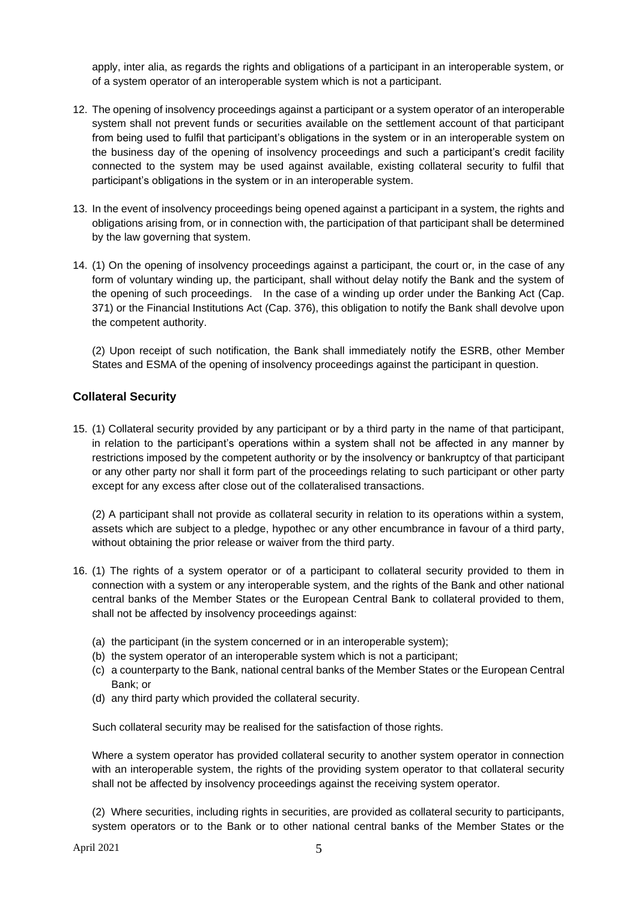apply, inter alia, as regards the rights and obligations of a participant in an interoperable system, or of a system operator of an interoperable system which is not a participant.

12. The opening of insolvency proceedings against a participant or a system operator of an interoperable system shall not prevent funds or securities available on the settlement account of that participant from being used to fulfil that participant's obligations in the system or in an interoperable system on the business day of the opening of insolvency proceedings and such a participant's credit facility connected to the system may be used against available, existing collateral security to fulfil that participant's obligations in the system or in an interoperable system.

13. In the event of insolvency proceedings being opened against a participant in a system, the rights and obligations arising from, or in connection with, the participation of that participant shall be determined by the law governing that system.

14. (1) On the opening of insolvency proceedings against a participant, the court or, in the case of any form of voluntary winding up, the participant, shall without delay notify the Bank and the system of the opening of such proceedings. In the case of a winding up order under the Banking Act (Cap. 371) or the Financial Institutions Act (Cap. 376), this obligation to notify the Bank shall devolve upon the competent authority.

    (2) Upon receipt of such notification, the Bank shall immediately notify the ESRB, other Member States and ESMA of the opening of insolvency proceedings against the participant in question.

### Collateral Security

15. (1) Collateral security provided by any participant or by a third party in the name of that participant, in relation to the participant's operations within a system shall not be affected in any manner by restrictions imposed by the competent authority or by the insolvency or bankruptcy of that participant or any other party nor shall it form part of the proceedings relating to such participant or other party except for any excess after close out of the collateralised transactions.

    (2) A participant shall not provide as collateral security in relation to its operations within a system, assets which are subject to a pledge, hypothec or any other encumbrance in favour of a third party, without obtaining the prior release or waiver from the third party.

16. (1) The rights of a system operator or of a participant to collateral security provided to them in connection with a system or any interoperable system, and the rights of the Bank and other national central banks of the Member States or the European Central Bank to collateral provided to them, shall not be affected by insolvency proceedings against:

    (a) the participant (in the system concerned or in an interoperable system);
    (b) the system operator of an interoperable system which is not a participant;
    (c) a counterparty to the Bank, national central banks of the Member States or the European Central Bank; or
    (d) any third party which provided the collateral security.

    Such collateral security may be realised for the satisfaction of those rights.

    Where a system operator has provided collateral security to another system operator in connection with an interoperable system, the rights of the providing system operator to that collateral security shall not be affected by insolvency proceedings against the receiving system operator.

    (2) Where securities, including rights in securities, are provided as collateral security to participants, system operators or to the Bank or to other national central banks of the Member States or the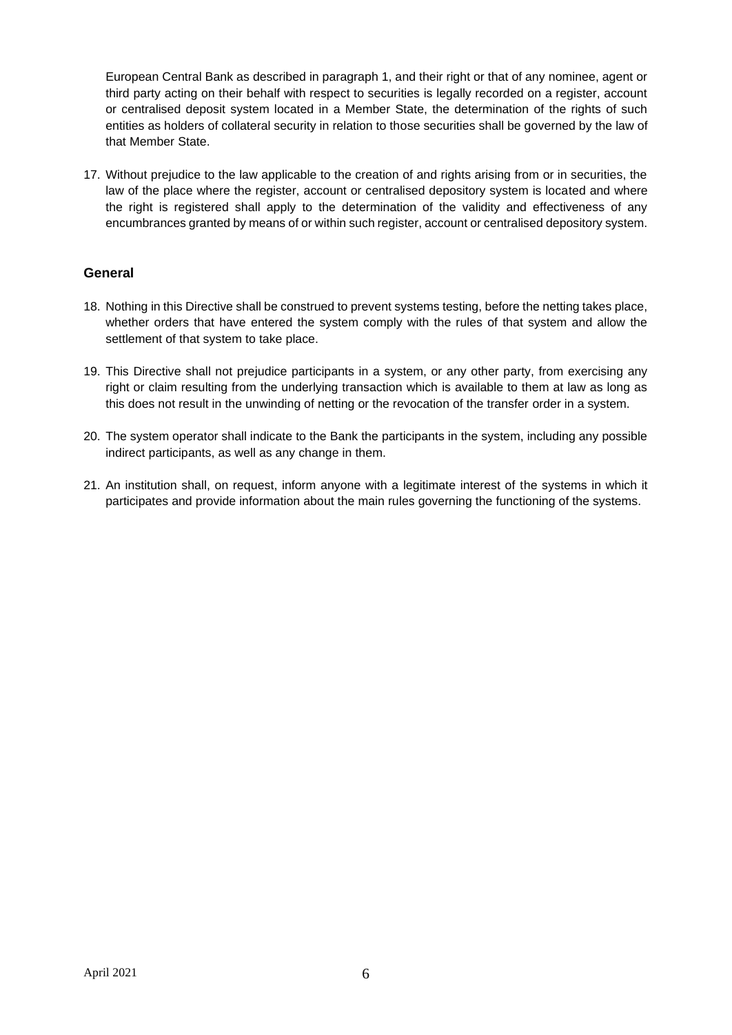European Central Bank as described in paragraph 1, and their right or that of any nominee, agent or third party acting on their behalf with respect to securities is legally recorded on a register, account or centralised deposit system located in a Member State, the determination of the rights of such entities as holders of collateral security in relation to those securities shall be governed by the law of that Member State.

17. Without prejudice to the law applicable to the creation of and rights arising from or in securities, the law of the place where the register, account or centralised depository system is located and where the right is registered shall apply to the determination of the validity and effectiveness of any encumbrances granted by means of or within such register, account or centralised depository system.

## General

18. Nothing in this Directive shall be construed to prevent systems testing, before the netting takes place, whether orders that have entered the system comply with the rules of that system and allow the settlement of that system to take place.

19. This Directive shall not prejudice participants in a system, or any other party, from exercising any right or claim resulting from the underlying transaction which is available to them at law as long as this does not result in the unwinding of netting or the revocation of the transfer order in a system.

20. The system operator shall indicate to the Bank the participants in the system, including any possible indirect participants, as well as any change in them.

21. An institution shall, on request, inform anyone with a legitimate interest of the systems in which it participates and provide information about the main rules governing the functioning of the systems.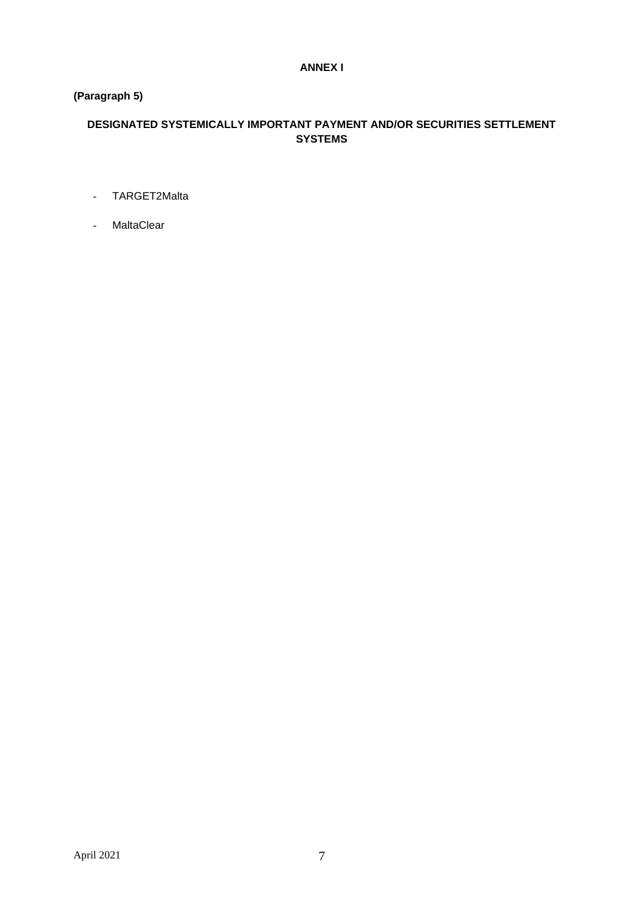## ANNEX I

**(Paragraph 5)**

### DESIGNATED SYSTEMICALLY IMPORTANT PAYMENT AND/OR SECURITIES SETTLEMENT SYSTEMS

- TARGET2Malta
- MaltaClear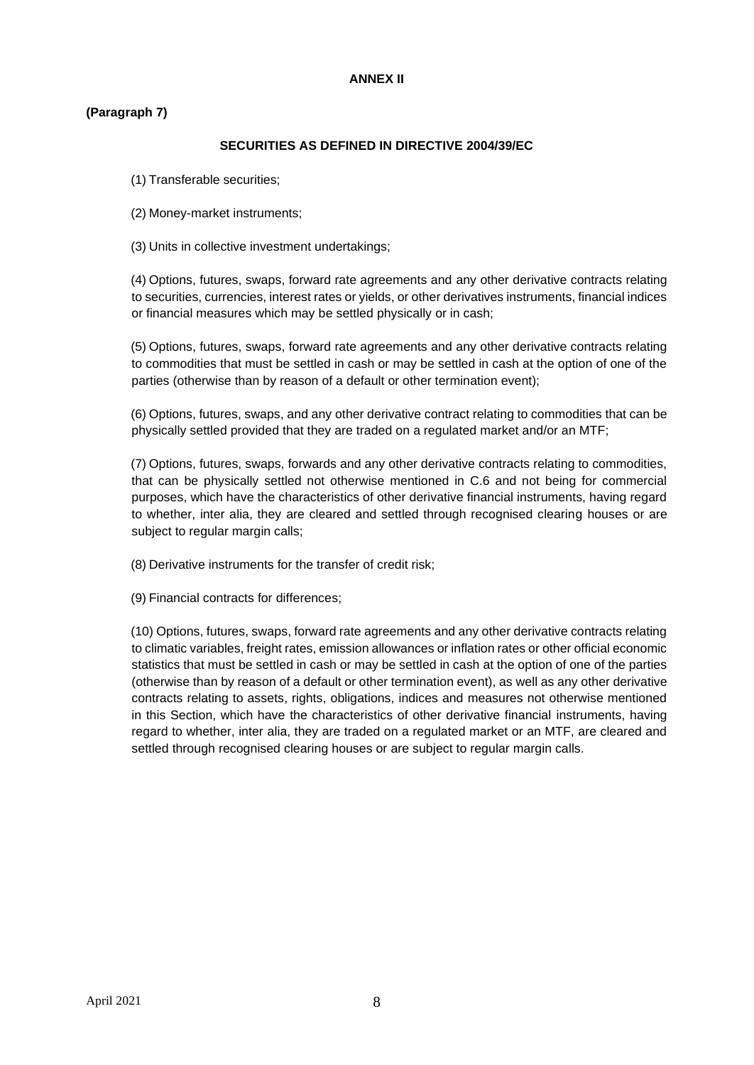**ANNEX II**

**(Paragraph 7)**

**SECURITIES AS DEFINED IN DIRECTIVE 2004/39/EC**

(1) Transferable securities;

(2) Money-market instruments;

(3) Units in collective investment undertakings;

(4) Options, futures, swaps, forward rate agreements and any other derivative contracts relating to securities, currencies, interest rates or yields, or other derivatives instruments, financial indices or financial measures which may be settled physically or in cash;

(5) Options, futures, swaps, forward rate agreements and any other derivative contracts relating to commodities that must be settled in cash or may be settled in cash at the option of one of the parties (otherwise than by reason of a default or other termination event);

(6) Options, futures, swaps, and any other derivative contract relating to commodities that can be physically settled provided that they are traded on a regulated market and/or an MTF;

(7) Options, futures, swaps, forwards and any other derivative contracts relating to commodities, that can be physically settled not otherwise mentioned in C.6 and not being for commercial purposes, which have the characteristics of other derivative financial instruments, having regard to whether, inter alia, they are cleared and settled through recognised clearing houses or are subject to regular margin calls;

(8) Derivative instruments for the transfer of credit risk;

(9) Financial contracts for differences;

(10) Options, futures, swaps, forward rate agreements and any other derivative contracts relating to climatic variables, freight rates, emission allowances or inflation rates or other official economic statistics that must be settled in cash or may be settled in cash at the option of one of the parties (otherwise than by reason of a default or other termination event), as well as any other derivative contracts relating to assets, rights, obligations, indices and measures not otherwise mentioned in this Section, which have the characteristics of other derivative financial instruments, having regard to whether, inter alia, they are traded on a regulated market or an MTF, are cleared and settled through recognised clearing houses or are subject to regular margin calls.